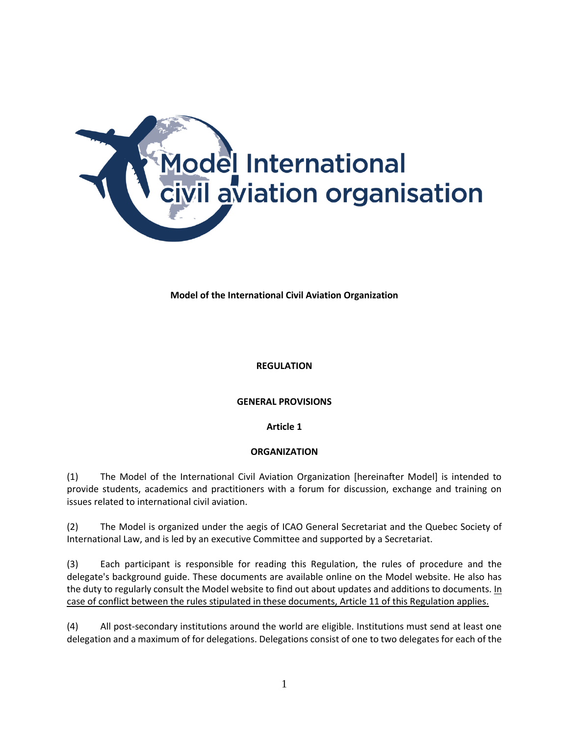Model International civil aviation organisation

**Model of the International Civil Aviation Organization**

# REGULATION

## GENERAL PROVISIONS

### Article 1

### ORGANIZATION

(1) The Model of the International Civil Aviation Organization [hereinafter Model] is intended to provide students, academics and practitioners with a forum for discussion, exchange and training on issues related to international civil aviation.

(2) The Model is organized under the aegis of ICAO General Secretariat and the Quebec Society of International Law, and is led by an executive Committee and supported by a Secretariat.

(3) Each participant is responsible for reading this Regulation, the rules of procedure and the delegate's background guide. These documents are available online on the Model website. He also has the duty to regularly consult the Model website to find out about updates and additions to documents. <u>In case of conflict between the rules stipulated in these documents, Article 11 of this Regulation applies.</u>

(4) All post-secondary institutions around the world are eligible. Institutions must send at least one delegation and a maximum of for delegations. Delegations consist of one to two delegates for each of the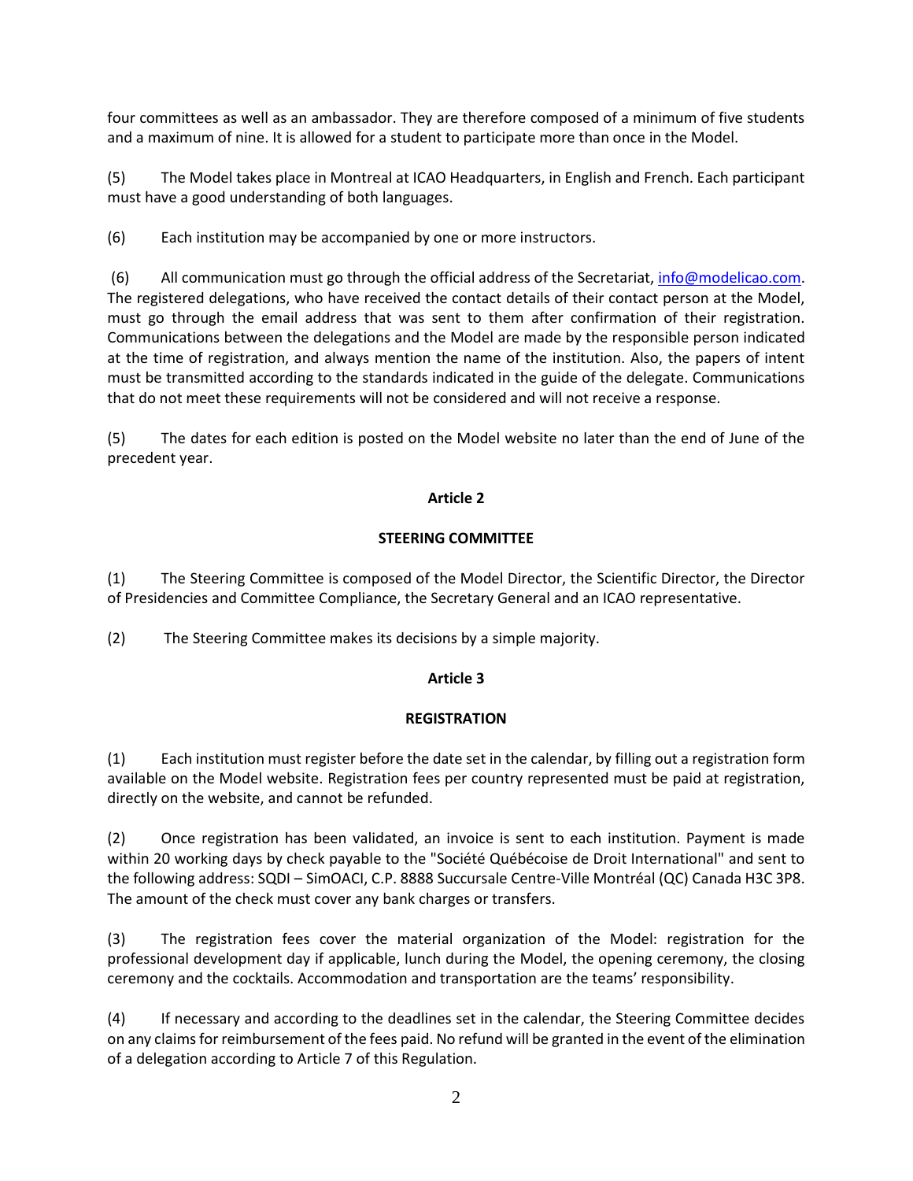four committees as well as an ambassador. They are therefore composed of a minimum of five students and a maximum of nine. It is allowed for a student to participate more than once in the Model.

(5) The Model takes place in Montreal at ICAO Headquarters, in English and French. Each participant must have a good understanding of both languages.

(6) Each institution may be accompanied by one or more instructors.

(6) All communication must go through the official address of the Secretariat, info@modelicao.com. The registered delegations, who have received the contact details of their contact person at the Model, must go through the email address that was sent to them after confirmation of their registration. Communications between the delegations and the Model are made by the responsible person indicated at the time of registration, and always mention the name of the institution. Also, the papers of intent must be transmitted according to the standards indicated in the guide of the delegate. Communications that do not meet these requirements will not be considered and will not receive a response.

(5) The dates for each edition is posted on the Model website no later than the end of June of the precedent year.

## Article 2

### STEERING COMMITTEE

(1) The Steering Committee is composed of the Model Director, the Scientific Director, the Director of Presidencies and Committee Compliance, the Secretary General and an ICAO representative.

(2) The Steering Committee makes its decisions by a simple majority.

## Article 3

### REGISTRATION

(1) Each institution must register before the date set in the calendar, by filling out a registration form available on the Model website. Registration fees per country represented must be paid at registration, directly on the website, and cannot be refunded.

(2) Once registration has been validated, an invoice is sent to each institution. Payment is made within 20 working days by check payable to the "Société Québécoise de Droit International" and sent to the following address: SQDI – SimOACI, C.P. 8888 Succursale Centre-Ville Montréal (QC) Canada H3C 3P8. The amount of the check must cover any bank charges or transfers.

(3) The registration fees cover the material organization of the Model: registration for the professional development day if applicable, lunch during the Model, the opening ceremony, the closing ceremony and the cocktails. Accommodation and transportation are the teams' responsibility.

(4) If necessary and according to the deadlines set in the calendar, the Steering Committee decides on any claims for reimbursement of the fees paid. No refund will be granted in the event of the elimination of a delegation according to Article 7 of this Regulation.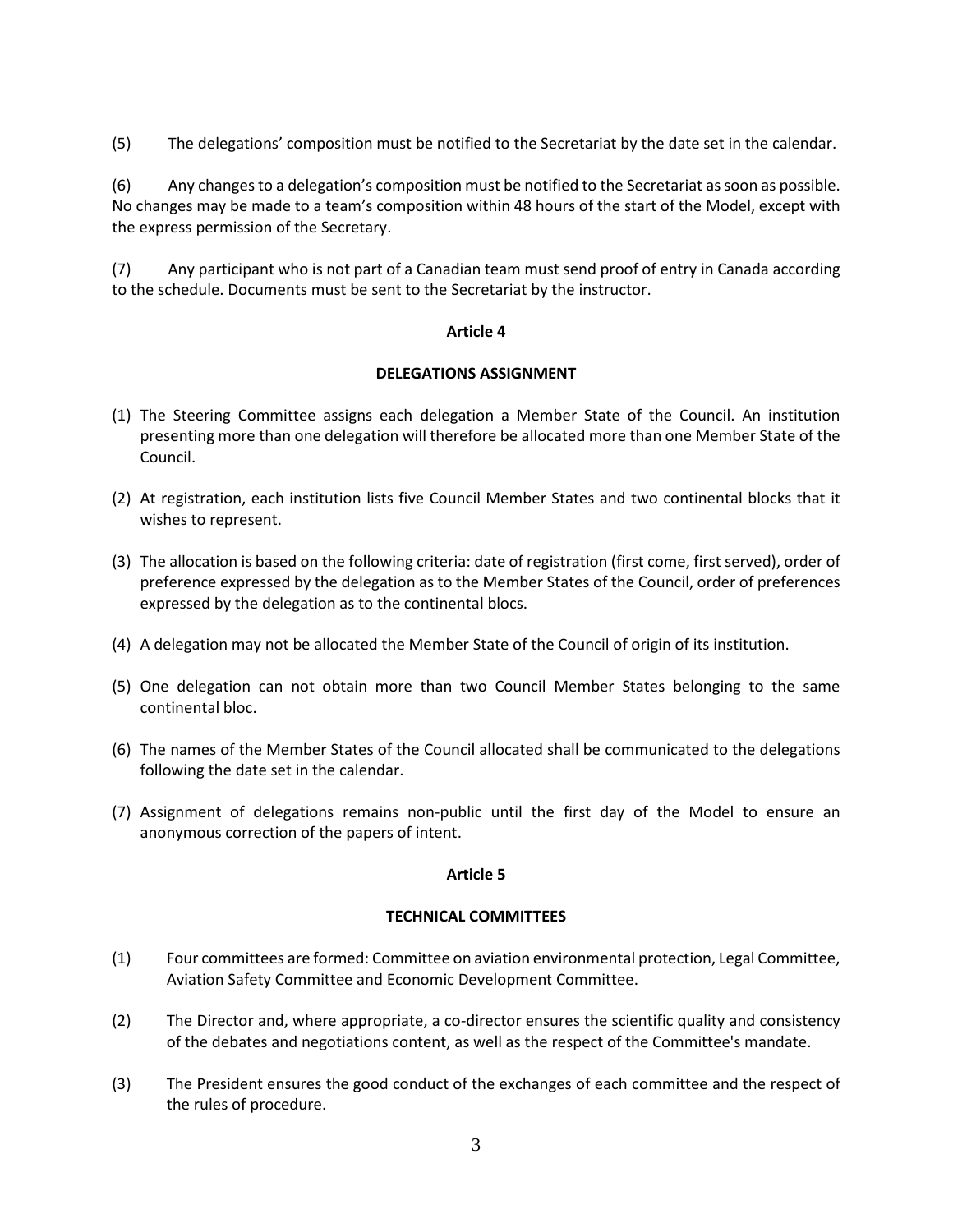(5) The delegations' composition must be notified to the Secretariat by the date set in the calendar.

(6) Any changes to a delegation's composition must be notified to the Secretariat as soon as possible. No changes may be made to a team's composition within 48 hours of the start of the Model, except with the express permission of the Secretary.

(7) Any participant who is not part of a Canadian team must send proof of entry in Canada according to the schedule. Documents must be sent to the Secretariat by the instructor.

**Article 4**

**DELEGATIONS ASSIGNMENT**

(1) The Steering Committee assigns each delegation a Member State of the Council. An institution presenting more than one delegation will therefore be allocated more than one Member State of the Council.

(2) At registration, each institution lists five Council Member States and two continental blocks that it wishes to represent.

(3) The allocation is based on the following criteria: date of registration (first come, first served), order of preference expressed by the delegation as to the Member States of the Council, order of preferences expressed by the delegation as to the continental blocs.

(4) A delegation may not be allocated the Member State of the Council of origin of its institution.

(5) One delegation can not obtain more than two Council Member States belonging to the same continental bloc.

(6) The names of the Member States of the Council allocated shall be communicated to the delegations following the date set in the calendar.

(7) Assignment of delegations remains non-public until the first day of the Model to ensure an anonymous correction of the papers of intent.

**Article 5**

**TECHNICAL COMMITTEES**

(1) Four committees are formed: Committee on aviation environmental protection, Legal Committee, Aviation Safety Committee and Economic Development Committee.

(2) The Director and, where appropriate, a co-director ensures the scientific quality and consistency of the debates and negotiations content, as well as the respect of the Committee's mandate.

(3) The President ensures the good conduct of the exchanges of each committee and the respect of the rules of procedure.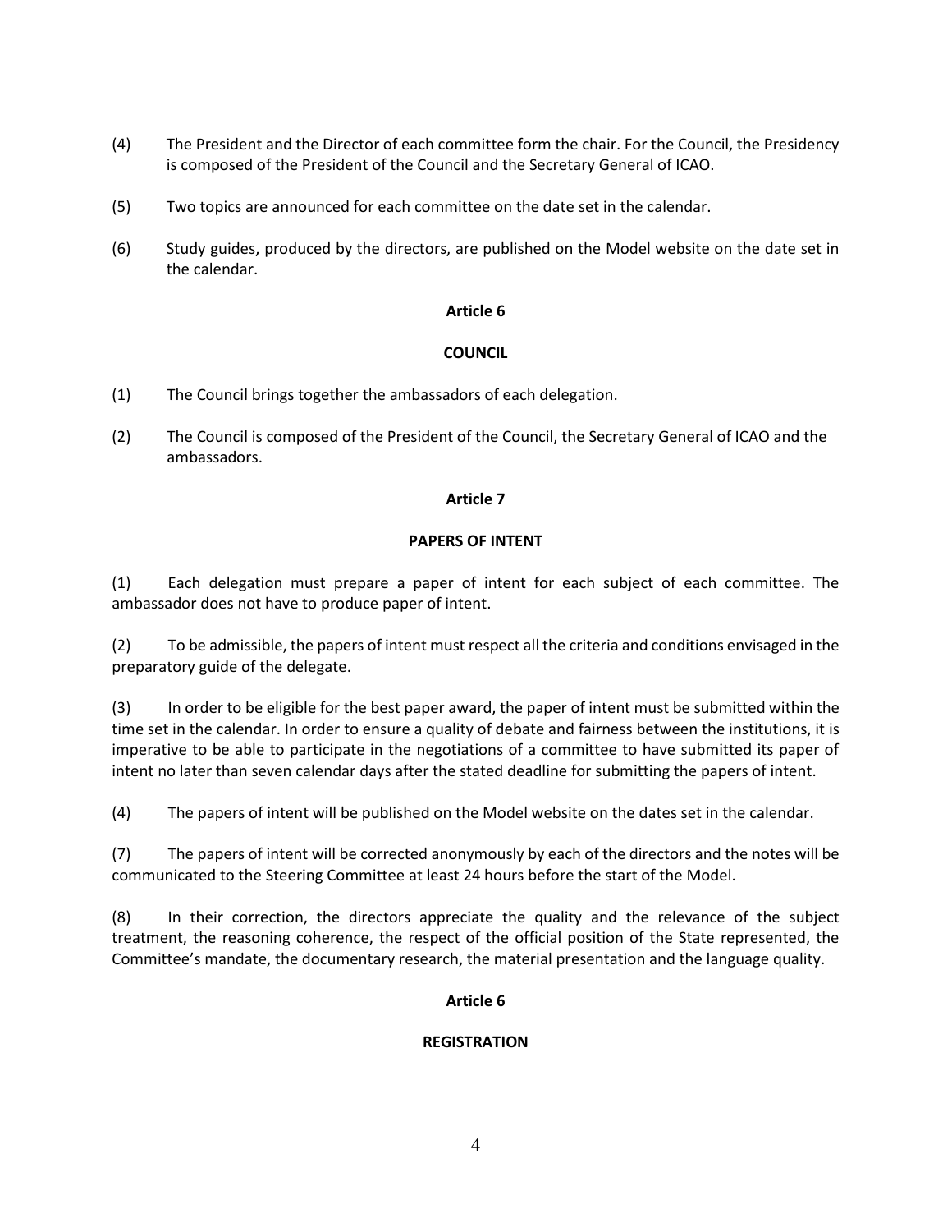(4) The President and the Director of each committee form the chair. For the Council, the Presidency is composed of the President of the Council and the Secretary General of ICAO.

(5) Two topics are announced for each committee on the date set in the calendar.

(6) Study guides, produced by the directors, are published on the Model website on the date set in the calendar.

**Article 6**

**COUNCIL**

(1) The Council brings together the ambassadors of each delegation.

(2) The Council is composed of the President of the Council, the Secretary General of ICAO and the ambassadors.

**Article 7**

**PAPERS OF INTENT**

(1) Each delegation must prepare a paper of intent for each subject of each committee. The ambassador does not have to produce paper of intent.

(2) To be admissible, the papers of intent must respect all the criteria and conditions envisaged in the preparatory guide of the delegate.

(3) In order to be eligible for the best paper award, the paper of intent must be submitted within the time set in the calendar. In order to ensure a quality of debate and fairness between the institutions, it is imperative to be able to participate in the negotiations of a committee to have submitted its paper of intent no later than seven calendar days after the stated deadline for submitting the papers of intent.

(4) The papers of intent will be published on the Model website on the dates set in the calendar.

(7) The papers of intent will be corrected anonymously by each of the directors and the notes will be communicated to the Steering Committee at least 24 hours before the start of the Model.

(8) In their correction, the directors appreciate the quality and the relevance of the subject treatment, the reasoning coherence, the respect of the official position of the State represented, the Committee's mandate, the documentary research, the material presentation and the language quality.

**Article 6**

**REGISTRATION**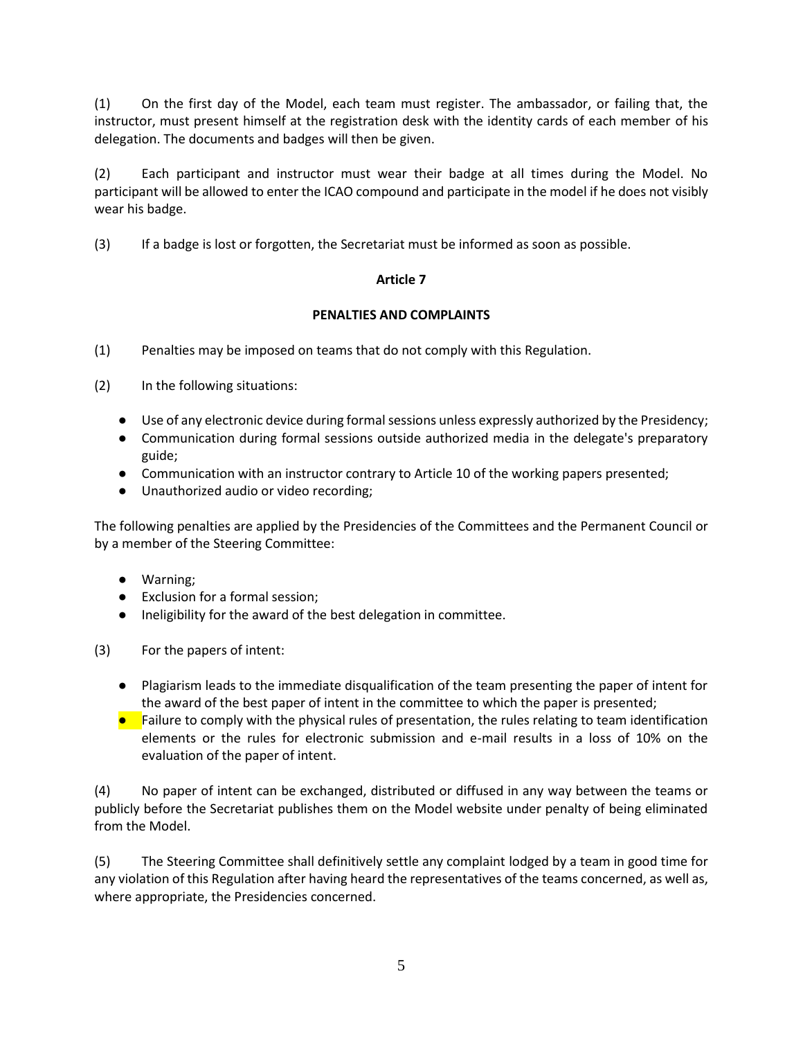(1) On the first day of the Model, each team must register. The ambassador, or failing that, the instructor, must present himself at the registration desk with the identity cards of each member of his delegation. The documents and badges will then be given.

(2) Each participant and instructor must wear their badge at all times during the Model. No participant will be allowed to enter the ICAO compound and participate in the model if he does not visibly wear his badge.

(3) If a badge is lost or forgotten, the Secretariat must be informed as soon as possible.

**Article 7**

**PENALTIES AND COMPLAINTS**

(1) Penalties may be imposed on teams that do not comply with this Regulation.

(2) In the following situations:

- Use of any electronic device during formal sessions unless expressly authorized by the Presidency;
- Communication during formal sessions outside authorized media in the delegate's preparatory guide;
- Communication with an instructor contrary to Article 10 of the working papers presented;
- Unauthorized audio or video recording;

The following penalties are applied by the Presidencies of the Committees and the Permanent Council or by a member of the Steering Committee:

- Warning;
- Exclusion for a formal session;
- Ineligibility for the award of the best delegation in committee.

(3) For the papers of intent:

- Plagiarism leads to the immediate disqualification of the team presenting the paper of intent for the award of the best paper of intent in the committee to which the paper is presented;
- Failure to comply with the physical rules of presentation, the rules relating to team identification elements or the rules for electronic submission and e-mail results in a loss of 10% on the evaluation of the paper of intent.

(4) No paper of intent can be exchanged, distributed or diffused in any way between the teams or publicly before the Secretariat publishes them on the Model website under penalty of being eliminated from the Model.

(5) The Steering Committee shall definitively settle any complaint lodged by a team in good time for any violation of this Regulation after having heard the representatives of the teams concerned, as well as, where appropriate, the Presidencies concerned.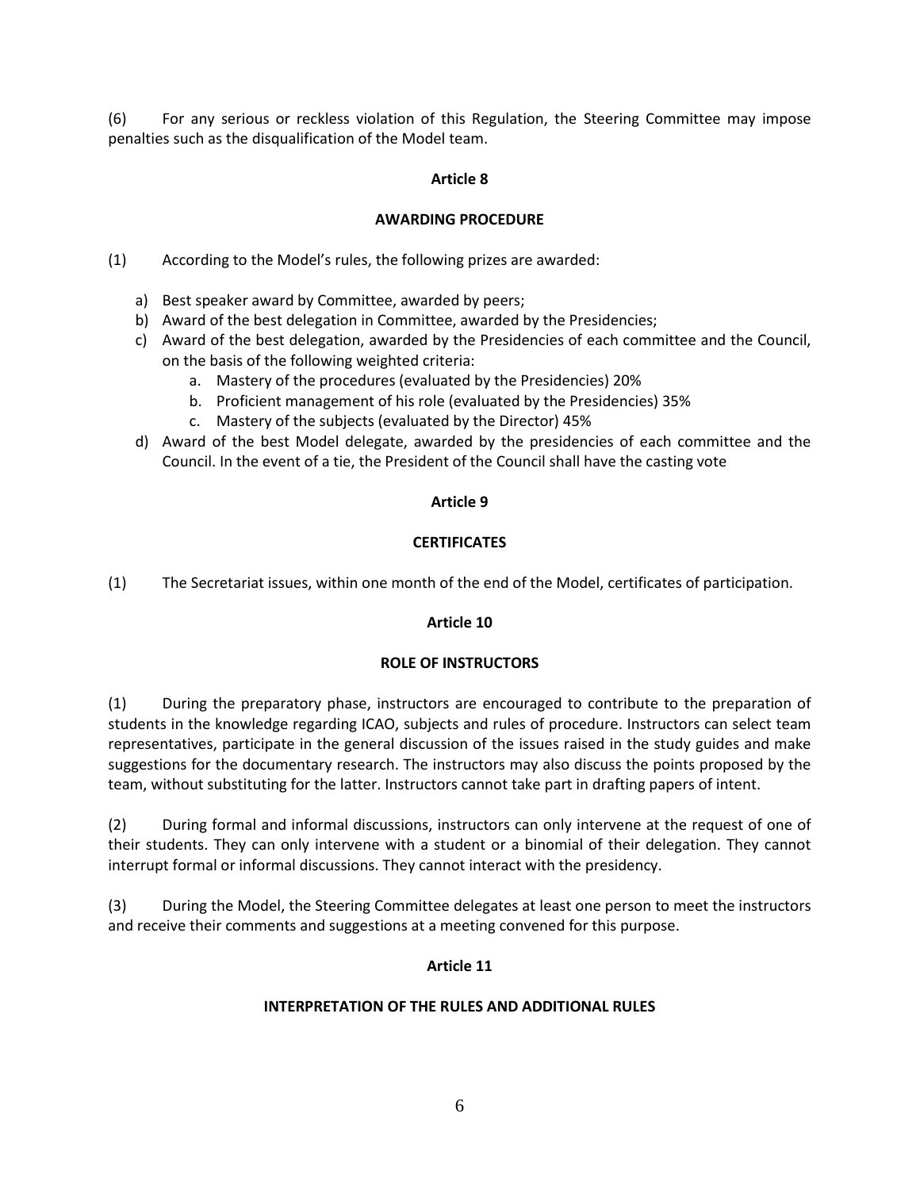(6) For any serious or reckless violation of this Regulation, the Steering Committee may impose penalties such as the disqualification of the Model team.

## Article 8

### AWARDING PROCEDURE

(1) According to the Model's rules, the following prizes are awarded:

a) Best speaker award by Committee, awarded by peers;
b) Award of the best delegation in Committee, awarded by the Presidencies;
c) Award of the best delegation, awarded by the Presidencies of each committee and the Council, on the basis of the following weighted criteria:
   a. Mastery of the procedures (evaluated by the Presidencies) 20%
   b. Proficient management of his role (evaluated by the Presidencies) 35%
   c. Mastery of the subjects (evaluated by the Director) 45%
d) Award of the best Model delegate, awarded by the presidencies of each committee and the Council. In the event of a tie, the President of the Council shall have the casting vote

## Article 9

### CERTIFICATES

(1) The Secretariat issues, within one month of the end of the Model, certificates of participation.

## Article 10

### ROLE OF INSTRUCTORS

(1) During the preparatory phase, instructors are encouraged to contribute to the preparation of students in the knowledge regarding ICAO, subjects and rules of procedure. Instructors can select team representatives, participate in the general discussion of the issues raised in the study guides and make suggestions for the documentary research. The instructors may also discuss the points proposed by the team, without substituting for the latter. Instructors cannot take part in drafting papers of intent.

(2) During formal and informal discussions, instructors can only intervene at the request of one of their students. They can only intervene with a student or a binomial of their delegation. They cannot interrupt formal or informal discussions. They cannot interact with the presidency.

(3) During the Model, the Steering Committee delegates at least one person to meet the instructors and receive their comments and suggestions at a meeting convened for this purpose.

## Article 11

### INTERPRETATION OF THE RULES AND ADDITIONAL RULES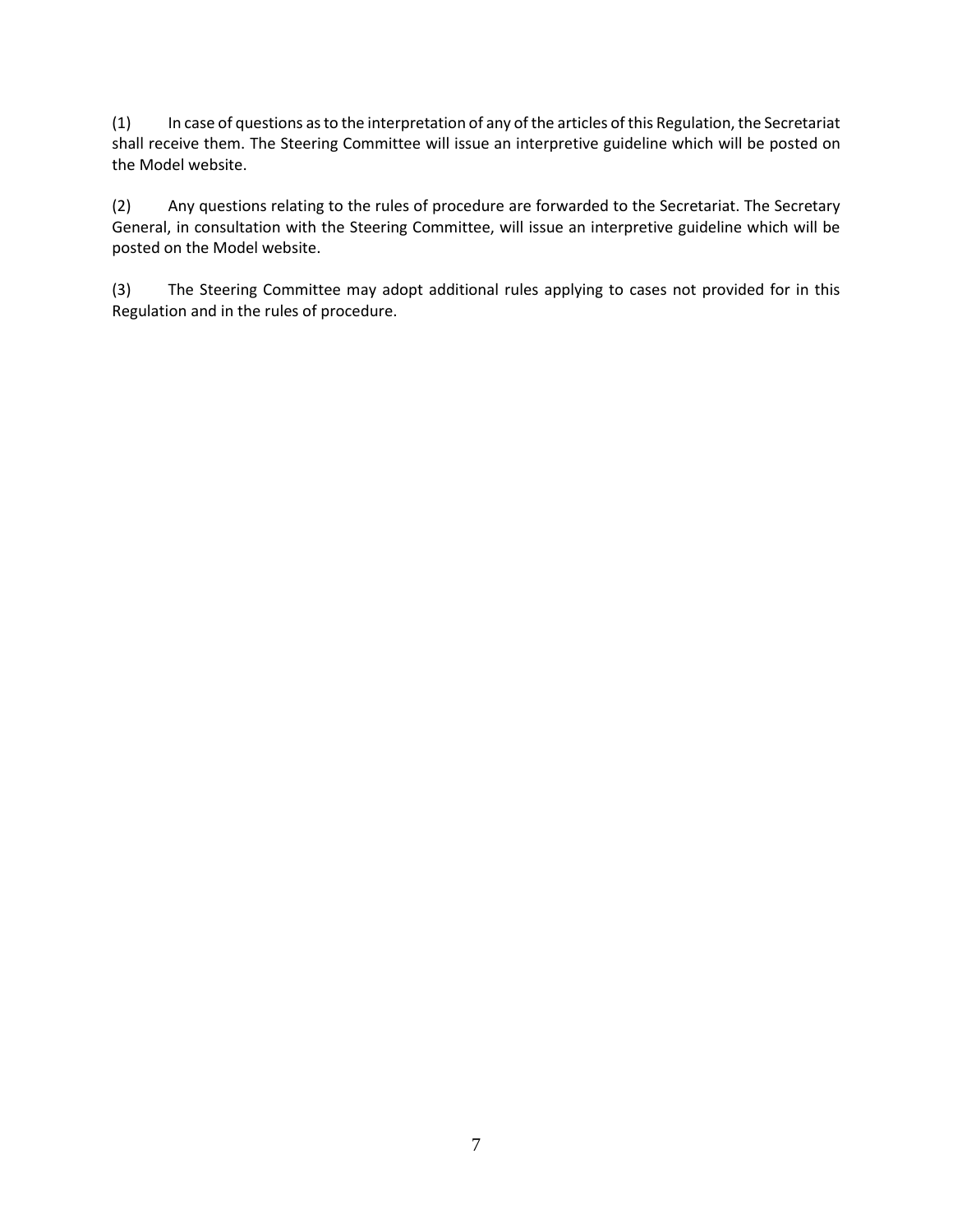(1) In case of questions as to the interpretation of any of the articles of this Regulation, the Secretariat shall receive them. The Steering Committee will issue an interpretive guideline which will be posted on the Model website.

(2) Any questions relating to the rules of procedure are forwarded to the Secretariat. The Secretary General, in consultation with the Steering Committee, will issue an interpretive guideline which will be posted on the Model website.

(3) The Steering Committee may adopt additional rules applying to cases not provided for in this Regulation and in the rules of procedure.